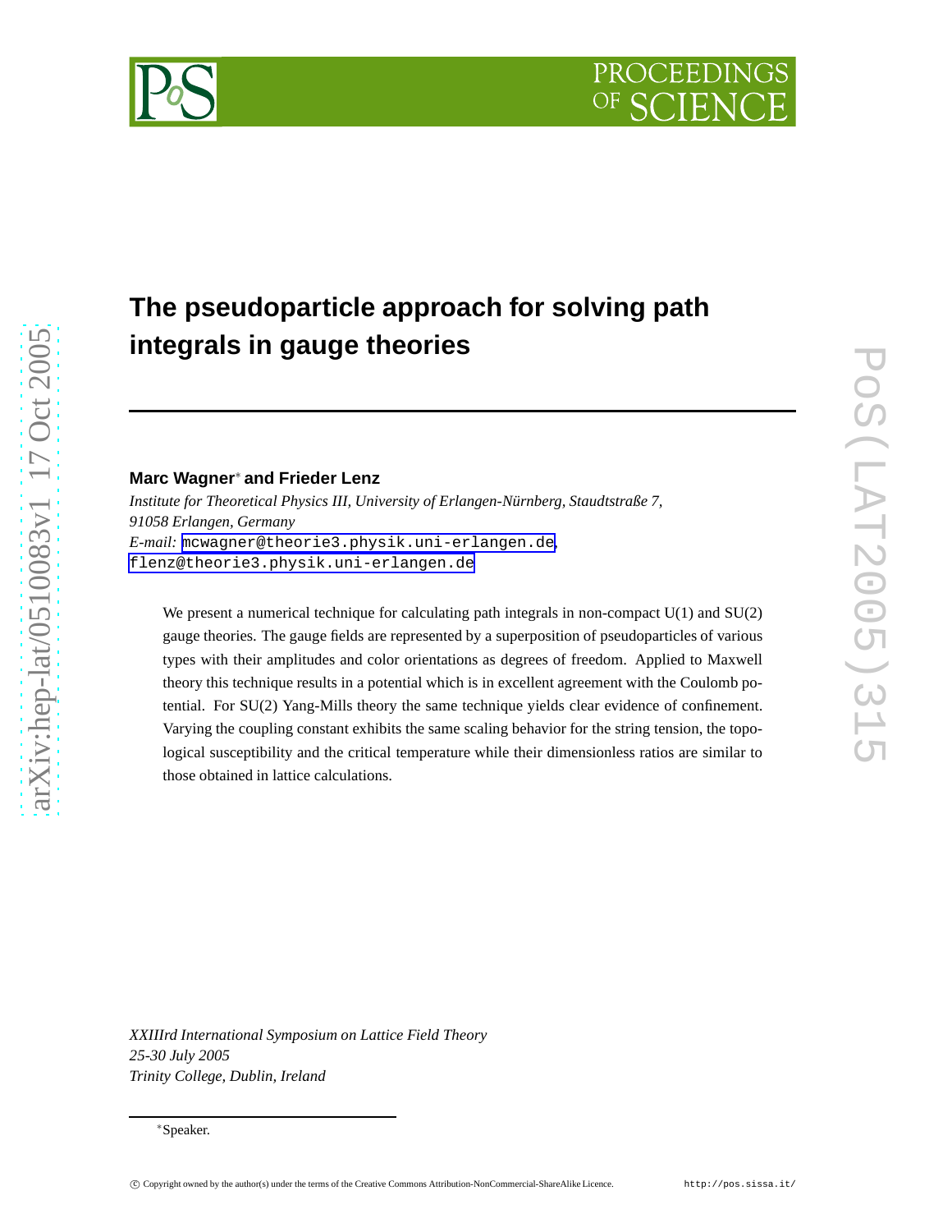# The pseudoparticle approach for solving path integrals in gauge theories

**Marc Wagner*** **and Frieder Lenz**

*Institute for Theoretical Physics III, University of Erlangen-Nürnberg, Staudtstraße 7, 91058 Erlangen, Germany*

*E-mail:* mcwagner@theorie3.physik.uni-erlangen.de, flenz@theorie3.physik.uni-erlangen.de

We present a numerical technique for calculating path integrals in non-compact U(1) and SU(2) gauge theories. The gauge fields are represented by a superposition of pseudoparticles of various types with their amplitudes and color orientations as degrees of freedom. Applied to Maxwell theory this technique results in a potential which is in excellent agreement with the Coulomb potential. For SU(2) Yang-Mills theory the same technique yields clear evidence of confinement. Varying the coupling constant exhibits the same scaling behavior for the string tension, the topological susceptibility and the critical temperature while their dimensionless ratios are similar to those obtained in lattice calculations.

*XXIIIrd International Symposium on Lattice Field Theory*
*25-30 July 2005*
*Trinity College, Dublin, Ireland*

*Speaker.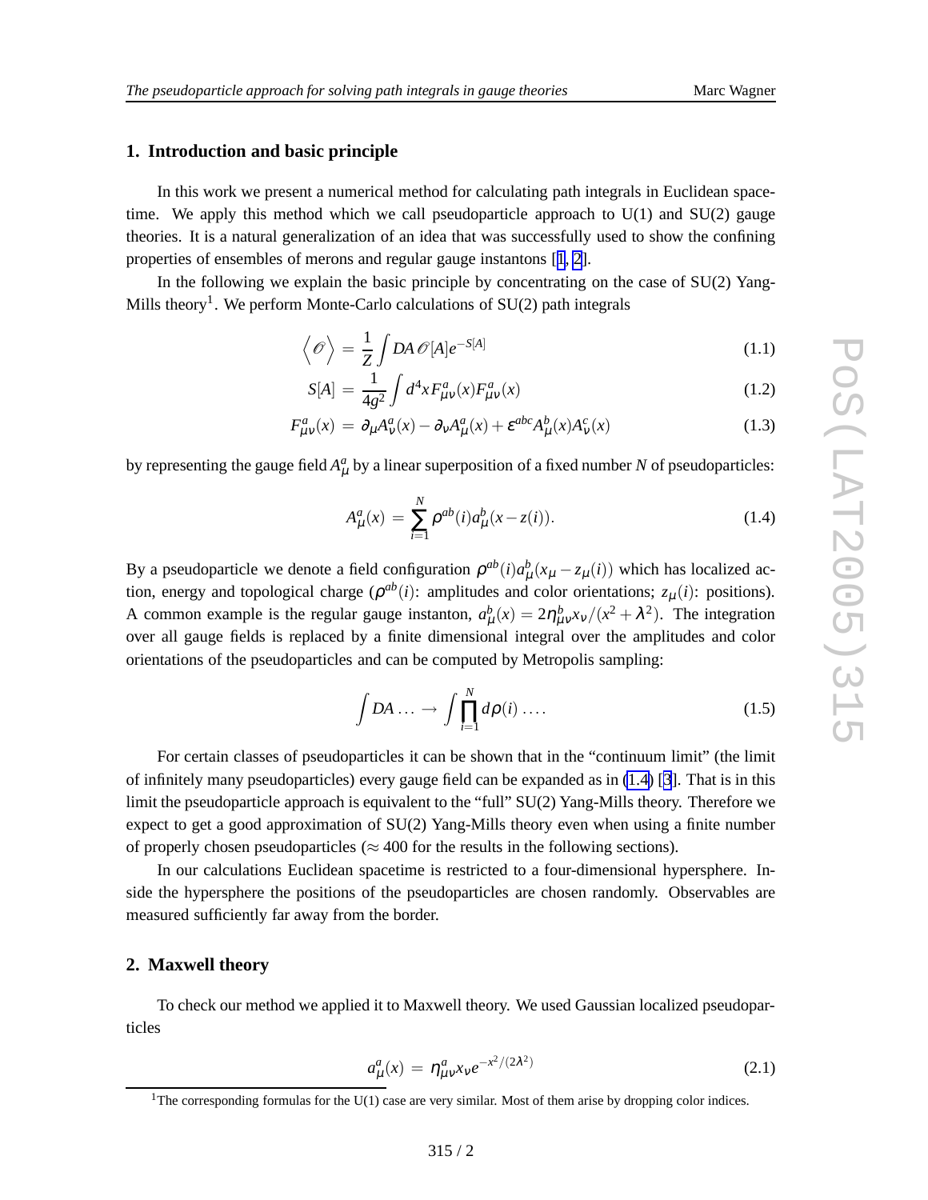## 1. Introduction and basic principle

In this work we present a numerical method for calculating path integrals in Euclidean spacetime. We apply this method which we call pseudoparticle approach to U(1) and SU(2) gauge theories. It is a natural generalization of an idea that was successfully used to show the confining properties of ensembles of merons and regular gauge instantons [1, 2].

In the following we explain the basic principle by concentrating on the case of SU(2) Yang-Mills theory[1]. We perform Monte-Carlo calculations of SU(2) path integrals

$$\left\langle \mathscr{O} \right\rangle = \frac{1}{Z} \int DA\, \mathscr{O}[A] e^{-S[A]} \tag{1.1}$$

$$S[A] = \frac{1}{4g^2} \int d^4x F^a_{\mu\nu}(x) F^a_{\mu\nu}(x) \tag{1.2}$$

$$F^a_{\mu\nu}(x) = \partial_\mu A^a_\nu(x) - \partial_\nu A^a_\mu(x) + \varepsilon^{abc} A^b_\mu(x) A^c_\nu(x) \tag{1.3}$$

by representing the gauge field $A^a_\mu$ by a linear superposition of a fixed number $N$ of pseudoparticles:

$$A^a_\mu(x) = \sum_{i=1}^{N} \rho^{ab}(i) a^b_\mu(x - z(i)). \tag{1.4}$$

By a pseudoparticle we denote a field configuration $\rho^{ab}(i) a^b_\mu(x_\mu - z_\mu(i))$ which has localized action, energy and topological charge ($\rho^{ab}(i)$: amplitudes and color orientations; $z_\mu(i)$: positions). A common example is the regular gauge instanton, $a^b_\mu(x) = 2\eta^b_{\mu\nu} x_\nu / (x^2 + \lambda^2)$. The integration over all gauge fields is replaced by a finite dimensional integral over the amplitudes and color orientations of the pseudoparticles and can be computed by Metropolis sampling:

$$\int DA \ldots \rightarrow \int \prod_{i=1}^{N} d\rho(i) \ldots. \tag{1.5}$$

For certain classes of pseudoparticles it can be shown that in the "continuum limit" (the limit of infinitely many pseudoparticles) every gauge field can be expanded as in (1.4) [3]. That is in this limit the pseudoparticle approach is equivalent to the "full" SU(2) Yang-Mills theory. Therefore we expect to get a good approximation of SU(2) Yang-Mills theory even when using a finite number of properly chosen pseudoparticles ($\approx 400$ for the results in the following sections).

In our calculations Euclidean spacetime is restricted to a four-dimensional hypersphere. Inside the hypersphere the positions of the pseudoparticles are chosen randomly. Observables are measured sufficiently far away from the border.

## 2. Maxwell theory

To check our method we applied it to Maxwell theory. We used Gaussian localized pseudoparticles

$$a^a_\mu(x) = \eta^a_{\mu\nu} x_\nu e^{-x^2/(2\lambda^2)} \tag{2.1}$$

[1] The corresponding formulas for the U(1) case are very similar. Most of them arise by dropping color indices.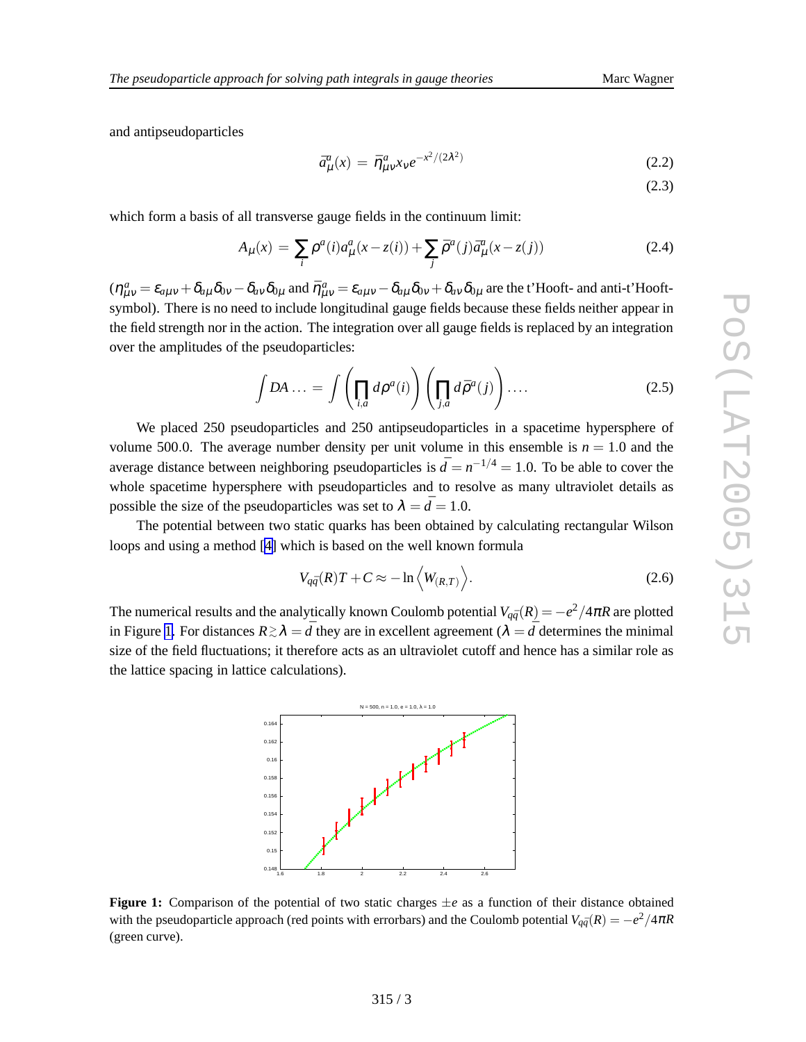and antipseudoparticles

$$\bar{a}^a_\mu(x) = \bar{\eta}^a_{\mu\nu} x_\nu e^{-x^2/(2\lambda^2)} \tag{2.2}$$

$$\tag{2.3}$$

which form a basis of all transverse gauge fields in the continuum limit:

$$A_\mu(x) = \sum_i \rho^a(i) a^a_\mu(x - z(i)) + \sum_j \bar{\rho}^a(j) \bar{a}^a_\mu(x - z(j)) \tag{2.4}$$

($\eta^a_{\mu\nu} = \varepsilon_{a\mu\nu} + \delta_{a\mu}\delta_{0\nu} - \delta_{a\nu}\delta_{0\mu}$ and $\bar{\eta}^a_{\mu\nu} = \varepsilon_{a\mu\nu} - \delta_{a\mu}\delta_{0\nu} + \delta_{a\nu}\delta_{0\mu}$ are the t'Hooft- and anti-t'Hooft-symbol). There is no need to include longitudinal gauge fields because these fields neither appear in the field strength nor in the action. The integration over all gauge fields is replaced by an integration over the amplitudes of the pseudoparticles:

$$\int DA \ldots = \int \left( \prod_{i,a} d\rho^a(i) \right) \left( \prod_{j,a} d\bar{\rho}^a(j) \right) \ldots . \tag{2.5}$$

We placed 250 pseudoparticles and 250 antipseudoparticles in a spacetime hypersphere of volume 500.0. The average number density per unit volume in this ensemble is $n = 1.0$ and the average distance between neighboring pseudoparticles is $\bar{d} = n^{-1/4} = 1.0$. To be able to cover the whole spacetime hypersphere with pseudoparticles and to resolve as many ultraviolet details as possible the size of the pseudoparticles was set to $\lambda = \bar{d} = 1.0$.

The potential between two static quarks has been obtained by calculating rectangular Wilson loops and using a method [4] which is based on the well known formula

$$V_{q\bar{q}}(R)T + C \approx -\ln \left\langle W_{(R,T)} \right\rangle . \tag{2.6}$$

The numerical results and the analytically known Coulomb potential $V_{q\bar{q}}(R) = -e^2/4\pi R$ are plotted in Figure 1. For distances $R \gtrsim \lambda = \bar{d}$ they are in excellent agreement ($\lambda = \bar{d}$ determines the minimal size of the field fluctuations; it therefore acts as an ultraviolet cutoff and hence has a similar role as the lattice spacing in lattice calculations).

**Figure 1:** Comparison of the potential of two static charges $\pm e$ as a function of their distance obtained with the pseudoparticle approach (red points with errorbars) and the Coulomb potential $V_{q\bar{q}}(R) = -e^2/4\pi R$ (green curve).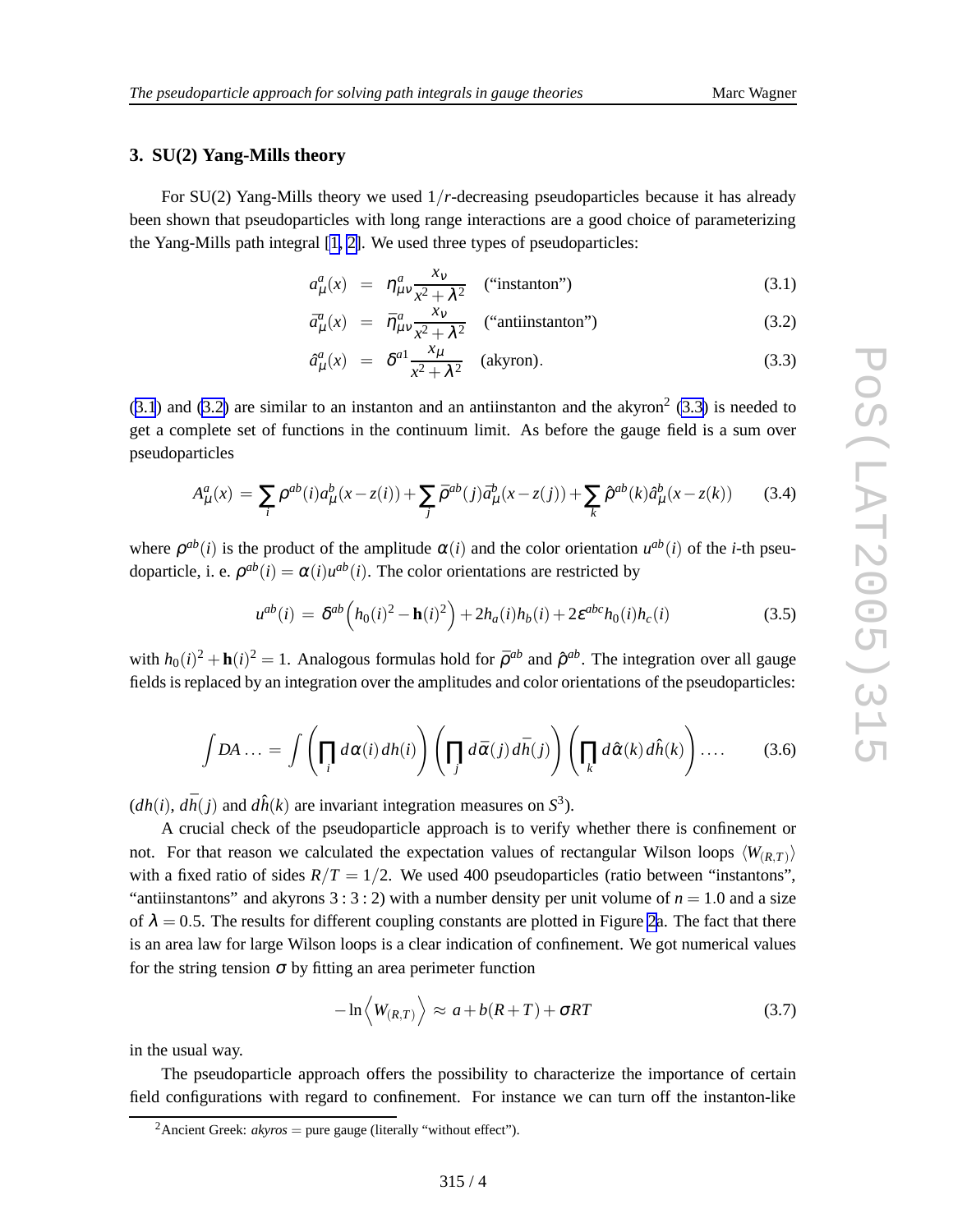## 3. SU(2) Yang-Mills theory

For SU(2) Yang-Mills theory we used $1/r$-decreasing pseudoparticles because it has already been shown that pseudoparticles with long range interactions are a good choice of parameterizing the Yang-Mills path integral [1, 2]. We used three types of pseudoparticles:

$$a_\mu^a(x) \; = \; \eta_{\mu\nu}^a \frac{x_\nu}{x^2+\lambda^2} \quad \text{(“instanton”)} \tag{3.1}$$

$$\bar{a}_\mu^a(x) \; = \; \bar{\eta}_{\mu\nu}^a \frac{x_\nu}{x^2+\lambda^2} \quad \text{(“antiinstanton”)} \tag{3.2}$$

$$\hat{a}_\mu^a(x) \; = \; \delta^{a1} \frac{x_\mu}{x^2+\lambda^2} \quad \text{(akyron)}. \tag{3.3}$$

(3.1) and (3.2) are similar to an instanton and an antiinstanton and the akyron[2] (3.3) is needed to get a complete set of functions in the continuum limit. As before the gauge field is a sum over pseudoparticles

$$A_\mu^a(x) \; = \; \sum_i \rho^{ab}(i) a_\mu^b(x-z(i)) + \sum_j \bar{\rho}^{ab}(j) \bar{a}_\mu^b(x-z(j)) + \sum_k \hat{\rho}^{ab}(k) \hat{a}_\mu^b(x-z(k)) \tag{3.4}$$

where $\rho^{ab}(i)$ is the product of the amplitude $\alpha(i)$ and the color orientation $u^{ab}(i)$ of the $i$-th pseudoparticle, i. e. $\rho^{ab}(i) = \alpha(i)u^{ab}(i)$. The color orientations are restricted by

$$u^{ab}(i) \; = \; \delta^{ab}\Big(h_0(i)^2 - \mathbf{h}(i)^2\Big) + 2h_a(i)h_b(i) + 2\varepsilon^{abc}h_0(i)h_c(i) \tag{3.5}$$

with $h_0(i)^2 + \mathbf{h}(i)^2 = 1$. Analogous formulas hold for $\bar{\rho}^{ab}$ and $\hat{\rho}^{ab}$. The integration over all gauge fields is replaced by an integration over the amplitudes and color orientations of the pseudoparticles:

$$\int DA \ldots \; = \; \int \left(\prod_i d\alpha(i)\, dh(i)\right) \left(\prod_j d\bar{\alpha}(j)\, d\bar{h}(j)\right) \left(\prod_k d\hat{\alpha}(k)\, d\hat{h}(k)\right) \ldots . \tag{3.6}$$

($dh(i)$, $d\bar{h}(j)$ and $d\hat{h}(k)$ are invariant integration measures on $S^3$).

A crucial check of the pseudoparticle approach is to verify whether there is confinement or not. For that reason we calculated the expectation values of rectangular Wilson loops $\langle W_{(R,T)} \rangle$ with a fixed ratio of sides $R/T = 1/2$. We used 400 pseudoparticles (ratio between “instantons”, “antiinstantons” and akyrons $3:3:2$) with a number density per unit volume of $n = 1.0$ and a size of $\lambda = 0.5$. The results for different coupling constants are plotted in Figure 2a. The fact that there is an area law for large Wilson loops is a clear indication of confinement. We got numerical values for the string tension $\sigma$ by fitting an area perimeter function

$$-\ln\Big\langle W_{(R,T)} \Big\rangle \; \approx \; a + b(R+T) + \sigma RT \tag{3.7}$$

in the usual way.

The pseudoparticle approach offers the possibility to characterize the importance of certain field configurations with regard to confinement. For instance we can turn off the instanton-like

[2] Ancient Greek: *akyros* = pure gauge (literally “without effect”).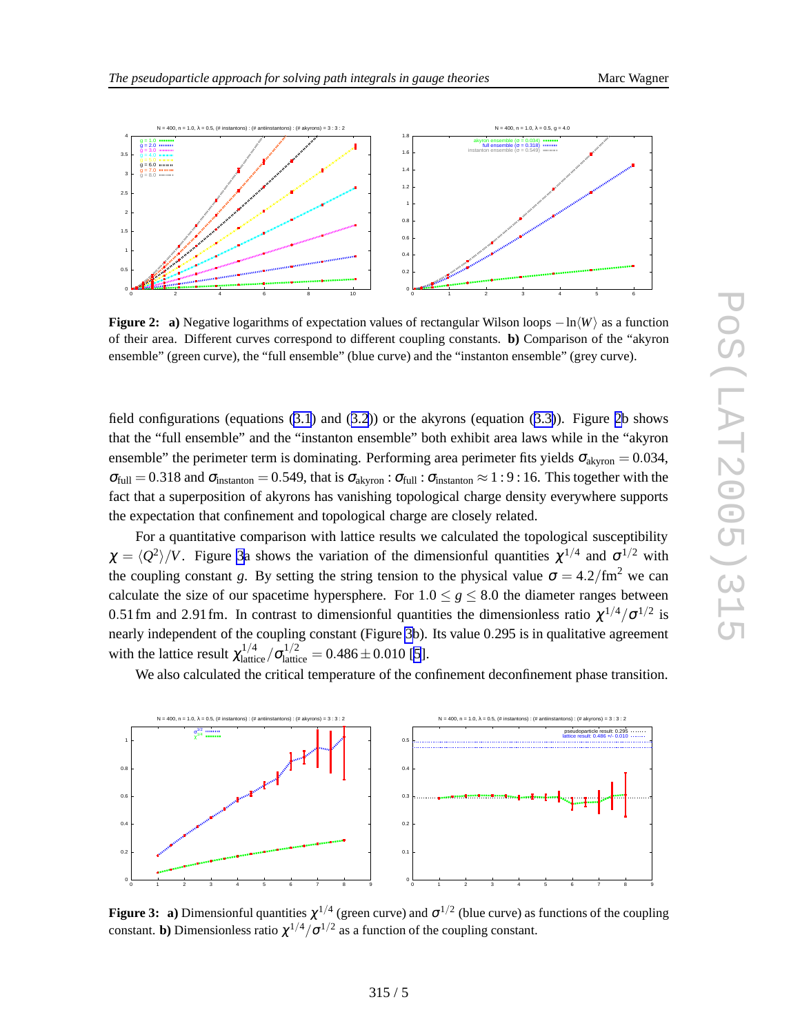**Figure 2:** **a)** Negative logarithms of expectation values of rectangular Wilson loops $-\ln\langle W\rangle$ as a function of their area. Different curves correspond to different coupling constants. **b)** Comparison of the "akyron ensemble" (green curve), the "full ensemble" (blue curve) and the "instanton ensemble" (grey curve).

field configurations (equations (3.1) and (3.2)) or the akyrons (equation (3.3)). Figure 2b shows that the "full ensemble" and the "instanton ensemble" both exhibit area laws while in the "akyron ensemble" the perimeter term is dominating. Performing area perimeter fits yields $\sigma_{\text{akyron}} = 0.034$, $\sigma_{\text{full}} = 0.318$ and $\sigma_{\text{instanton}} = 0.549$, that is $\sigma_{\text{akyron}} : \sigma_{\text{full}} : \sigma_{\text{instanton}} \approx 1 : 9 : 16$. This together with the fact that a superposition of akyrons has vanishing topological charge density everywhere supports the expectation that confinement and topological charge are closely related.

For a quantitative comparison with lattice results we calculated the topological susceptibility $\chi = \langle Q^2\rangle/V$. Figure 3a shows the variation of the dimensionful quantities $\chi^{1/4}$ and $\sigma^{1/2}$ with the coupling constant $g$. By setting the string tension to the physical value $\sigma = 4.2/\text{fm}^2$ we can calculate the size of our spacetime hypersphere. For $1.0 \leq g \leq 8.0$ the diameter ranges between $0.51\,\text{fm}$ and $2.91\,\text{fm}$. In contrast to dimensionful quantities the dimensionless ratio $\chi^{1/4}/\sigma^{1/2}$ is nearly independent of the coupling constant (Figure 3b). Its value 0.295 is in qualitative agreement with the lattice result $\chi_{\text{lattice}}^{1/4}/\sigma_{\text{lattice}}^{1/2} = 0.486 \pm 0.010$ [5].

We also calculated the critical temperature of the confinement deconfinement phase transition.

**Figure 3:** **a)** Dimensionful quantities $\chi^{1/4}$ (green curve) and $\sigma^{1/2}$ (blue curve) as functions of the coupling constant. **b)** Dimensionless ratio $\chi^{1/4}/\sigma^{1/2}$ as a function of the coupling constant.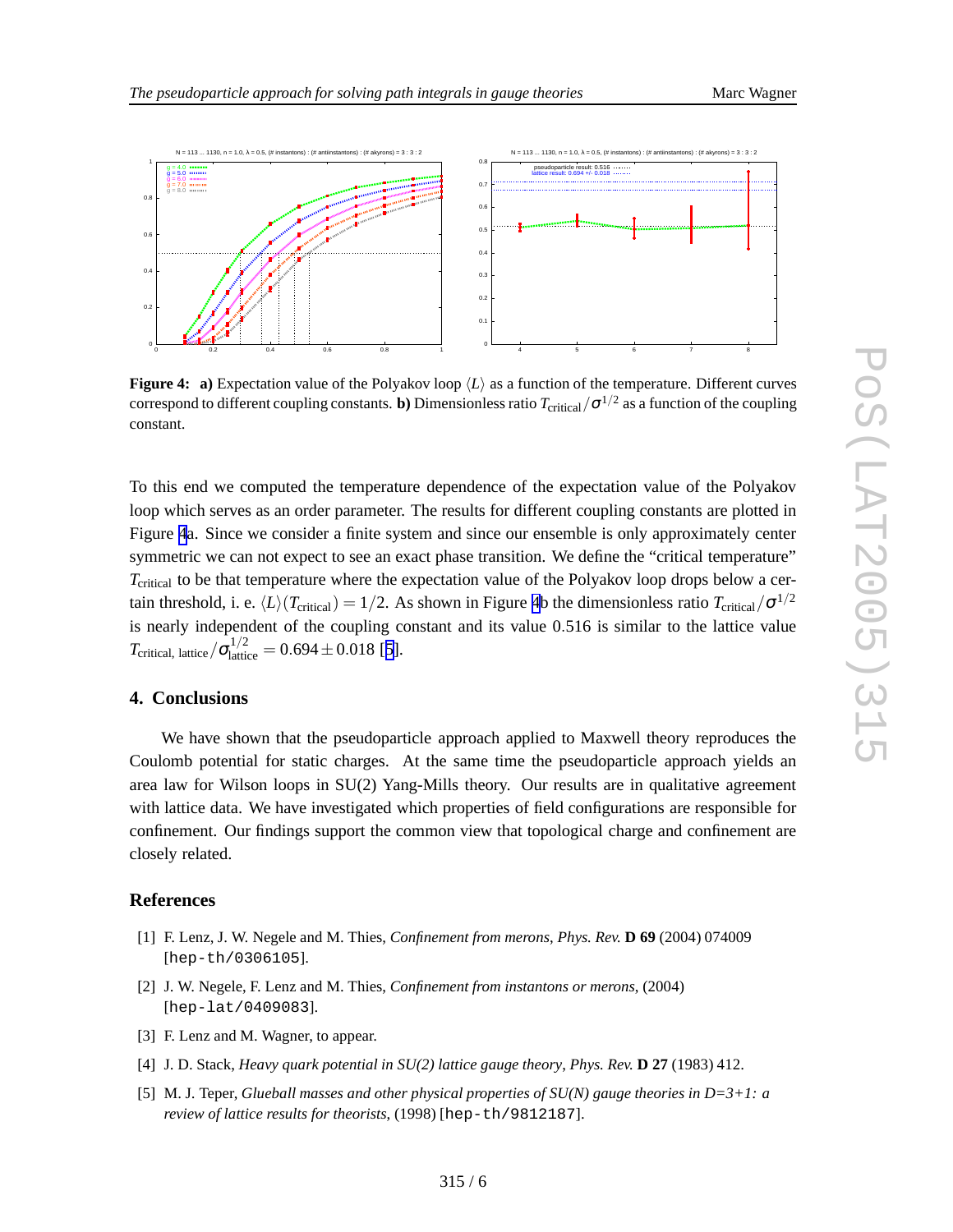N = 113 ... 1130, n = 1.0, λ = 0.5, (# instantons) : (# antiinstantons) : (# akyrons) = 3 : 3 : 2

g = 4.0
g = 5.0
g = 6.0
g = 7.0
g = 8.0

N = 113 ... 1130, n = 1.0, λ = 0.5, (# instantons) : (# antiinstantons) : (# akyrons) = 3 : 3 : 2

pseudoparticle result: 0.516
lattice result: 0.694 +/- 0.018

**Figure 4:** **a)** Expectation value of the Polyakov loop $\langle L \rangle$ as a function of the temperature. Different curves correspond to different coupling constants. **b)** Dimensionless ratio $T_{\text{critical}}/\sigma^{1/2}$ as a function of the coupling constant.

To this end we computed the temperature dependence of the expectation value of the Polyakov loop which serves as an order parameter. The results for different coupling constants are plotted in Figure 4a. Since we consider a finite system and since our ensemble is only approximately center symmetric we can not expect to see an exact phase transition. We define the "critical temperature" $T_{\text{critical}}$ to be that temperature where the expectation value of the Polyakov loop drops below a certain threshold, i. e. $\langle L \rangle (T_{\text{critical}}) = 1/2$. As shown in Figure 4b the dimensionless ratio $T_{\text{critical}}/\sigma^{1/2}$ is nearly independent of the coupling constant and its value 0.516 is similar to the lattice value $T_{\text{critical, lattice}}/\sigma^{1/2}_{\text{lattice}} = 0.694 \pm 0.018$ [5].

## 4. Conclusions

We have shown that the pseudoparticle approach applied to Maxwell theory reproduces the Coulomb potential for static charges. At the same time the pseudoparticle approach yields an area law for Wilson loops in SU(2) Yang-Mills theory. Our results are in qualitative agreement with lattice data. We have investigated which properties of field configurations are responsible for confinement. Our findings support the common view that topological charge and confinement are closely related.

## References

[1] F. Lenz, J. W. Negele and M. Thies, *Confinement from merons*, *Phys. Rev.* **D 69** (2004) 074009 [hep-th/0306105].

[2] J. W. Negele, F. Lenz and M. Thies, *Confinement from instantons or merons*, (2004) [hep-lat/0409083].

[3] F. Lenz and M. Wagner, to appear.

[4] J. D. Stack, *Heavy quark potential in SU(2) lattice gauge theory*, *Phys. Rev.* **D 27** (1983) 412.

[5] M. J. Teper, *Glueball masses and other physical properties of SU(N) gauge theories in D=3+1: a review of lattice results for theorists*, (1998) [hep-th/9812187].